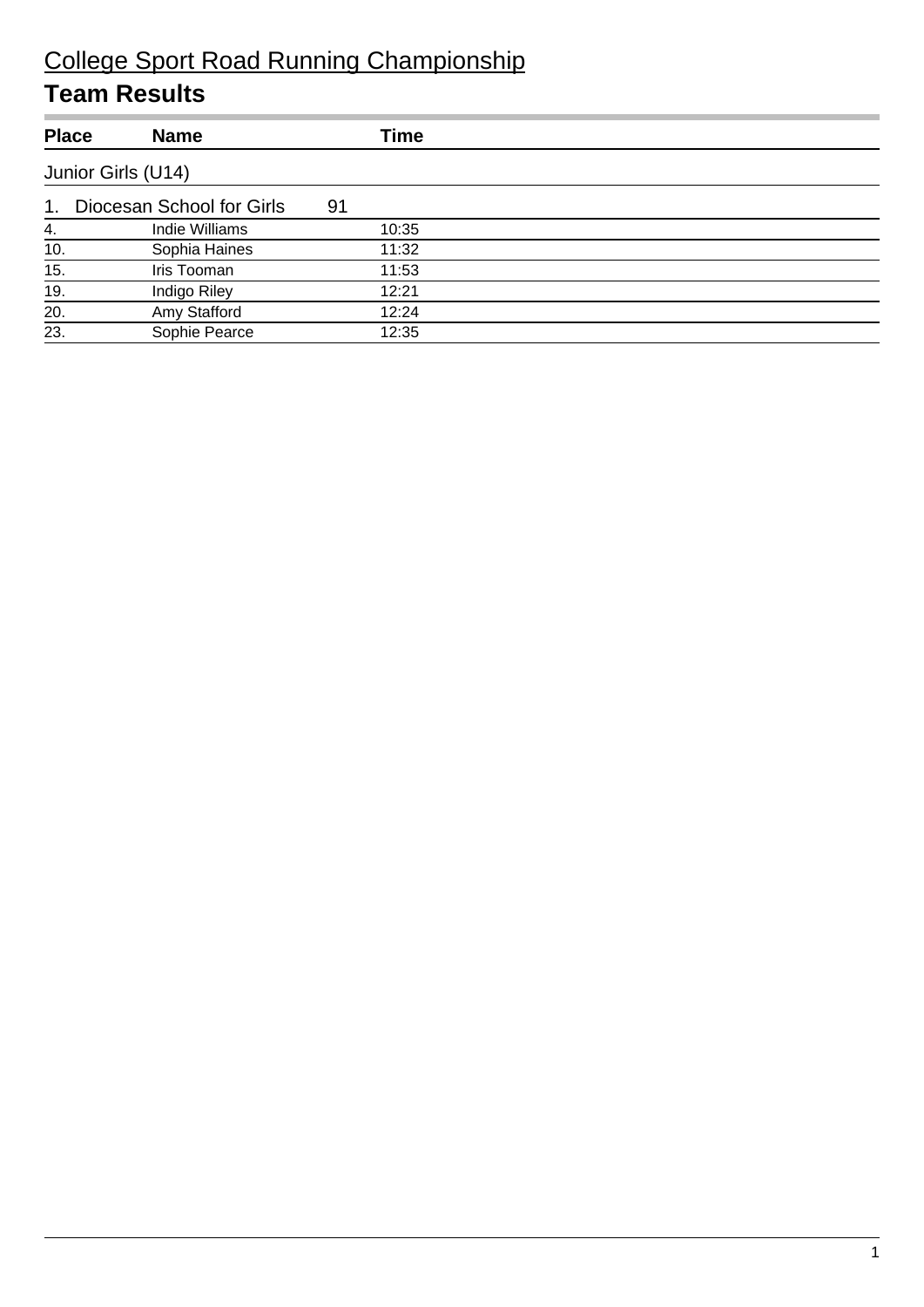# College Sport Road Running Championship

## Team Results

| Place | Name | Time |
|---|---|---|
| **Junior Girls (U14)** | | |
| **1. Diocesan School for Girls** | **91** | |
| 4. | Indie Williams | 10:35 |
| 10. | Sophia Haines | 11:32 |
| 15. | Iris Tooman | 11:53 |
| 19. | Indigo Riley | 12:21 |
| 20. | Amy Stafford | 12:24 |
| 23. | Sophie Pearce | 12:35 |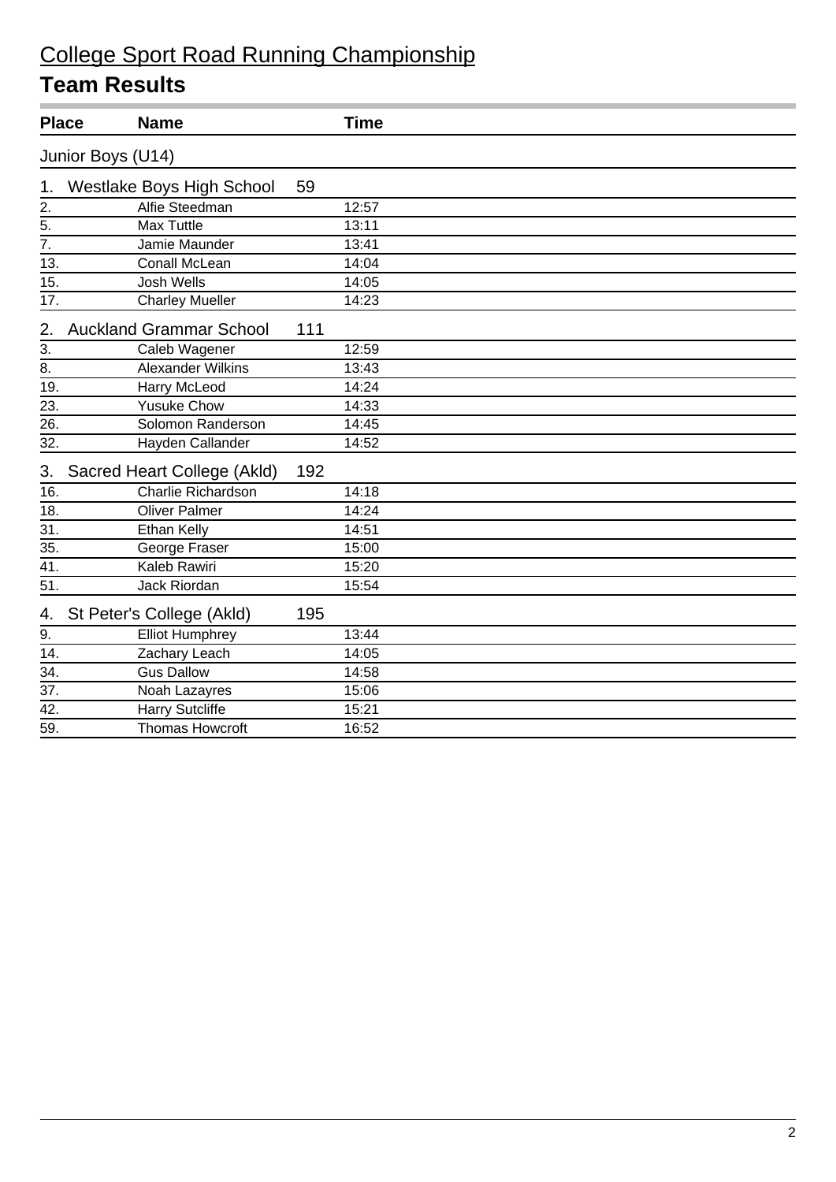# College Sport Road Running Championship

## Team Results

| Place | Name | | Time |
|---|---|---|---|
| Junior Boys (U14) | | | |
| 1. | Westlake Boys High School | 59 | |
| 2. | Alfie Steedman | | 12:57 |
| 5. | Max Tuttle | | 13:11 |
| 7. | Jamie Maunder | | 13:41 |
| 13. | Conall McLean | | 14:04 |
| 15. | Josh Wells | | 14:05 |
| 17. | Charley Mueller | | 14:23 |
| 2. | Auckland Grammar School | 111 | |
| 3. | Caleb Wagener | | 12:59 |
| 8. | Alexander Wilkins | | 13:43 |
| 19. | Harry McLeod | | 14:24 |
| 23. | Yusuke Chow | | 14:33 |
| 26. | Solomon Randerson | | 14:45 |
| 32. | Hayden Callander | | 14:52 |
| 3. | Sacred Heart College (Akld) | 192 | |
| 16. | Charlie Richardson | | 14:18 |
| 18. | Oliver Palmer | | 14:24 |
| 31. | Ethan Kelly | | 14:51 |
| 35. | George Fraser | | 15:00 |
| 41. | Kaleb Rawiri | | 15:20 |
| 51. | Jack Riordan | | 15:54 |
| 4. | St Peter's College (Akld) | 195 | |
| 9. | Elliot Humphrey | | 13:44 |
| 14. | Zachary Leach | | 14:05 |
| 34. | Gus Dallow | | 14:58 |
| 37. | Noah Lazayres | | 15:06 |
| 42. | Harry Sutcliffe | | 15:21 |
| 59. | Thomas Howcroft | | 16:52 |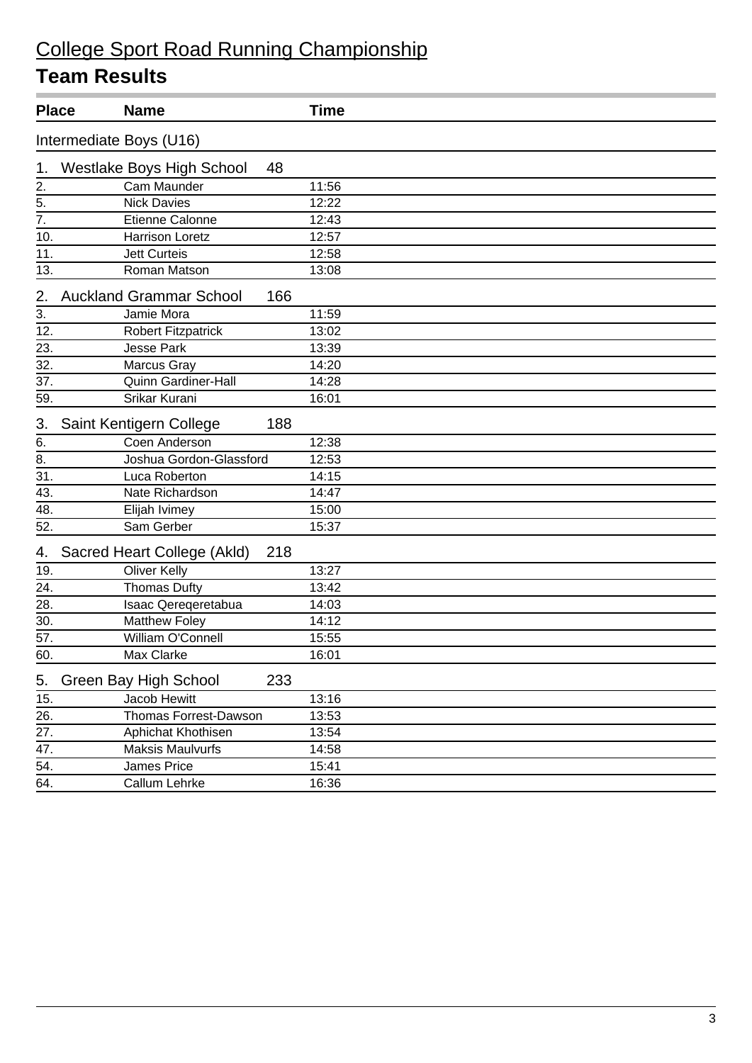# College Sport Road Running Championship

## Team Results

| Place | Name | Time |
|---|---|---|
| **Intermediate Boys (U16)** | | |
| **1. Westlake Boys High School** | **48** | |
| 2. | Cam Maunder | 11:56 |
| 5. | Nick Davies | 12:22 |
| 7. | Etienne Calonne | 12:43 |
| 10. | Harrison Loretz | 12:57 |
| 11. | Jett Curteis | 12:58 |
| 13. | Roman Matson | 13:08 |
| **2. Auckland Grammar School** | **166** | |
| 3. | Jamie Mora | 11:59 |
| 12. | Robert Fitzpatrick | 13:02 |
| 23. | Jesse Park | 13:39 |
| 32. | Marcus Gray | 14:20 |
| 37. | Quinn Gardiner-Hall | 14:28 |
| 59. | Srikar Kurani | 16:01 |
| **3. Saint Kentigern College** | **188** | |
| 6. | Coen Anderson | 12:38 |
| 8. | Joshua Gordon-Glassford | 12:53 |
| 31. | Luca Roberton | 14:15 |
| 43. | Nate Richardson | 14:47 |
| 48. | Elijah Ivimey | 15:00 |
| 52. | Sam Gerber | 15:37 |
| **4. Sacred Heart College (Akld)** | **218** | |
| 19. | Oliver Kelly | 13:27 |
| 24. | Thomas Dufty | 13:42 |
| 28. | Isaac Qereqeretabua | 14:03 |
| 30. | Matthew Foley | 14:12 |
| 57. | William O'Connell | 15:55 |
| 60. | Max Clarke | 16:01 |
| **5. Green Bay High School** | **233** | |
| 15. | Jacob Hewitt | 13:16 |
| 26. | Thomas Forrest-Dawson | 13:53 |
| 27. | Aphichat Khothisen | 13:54 |
| 47. | Maksis Maulvurfs | 14:58 |
| 54. | James Price | 15:41 |
| 64. | Callum Lehrke | 16:36 |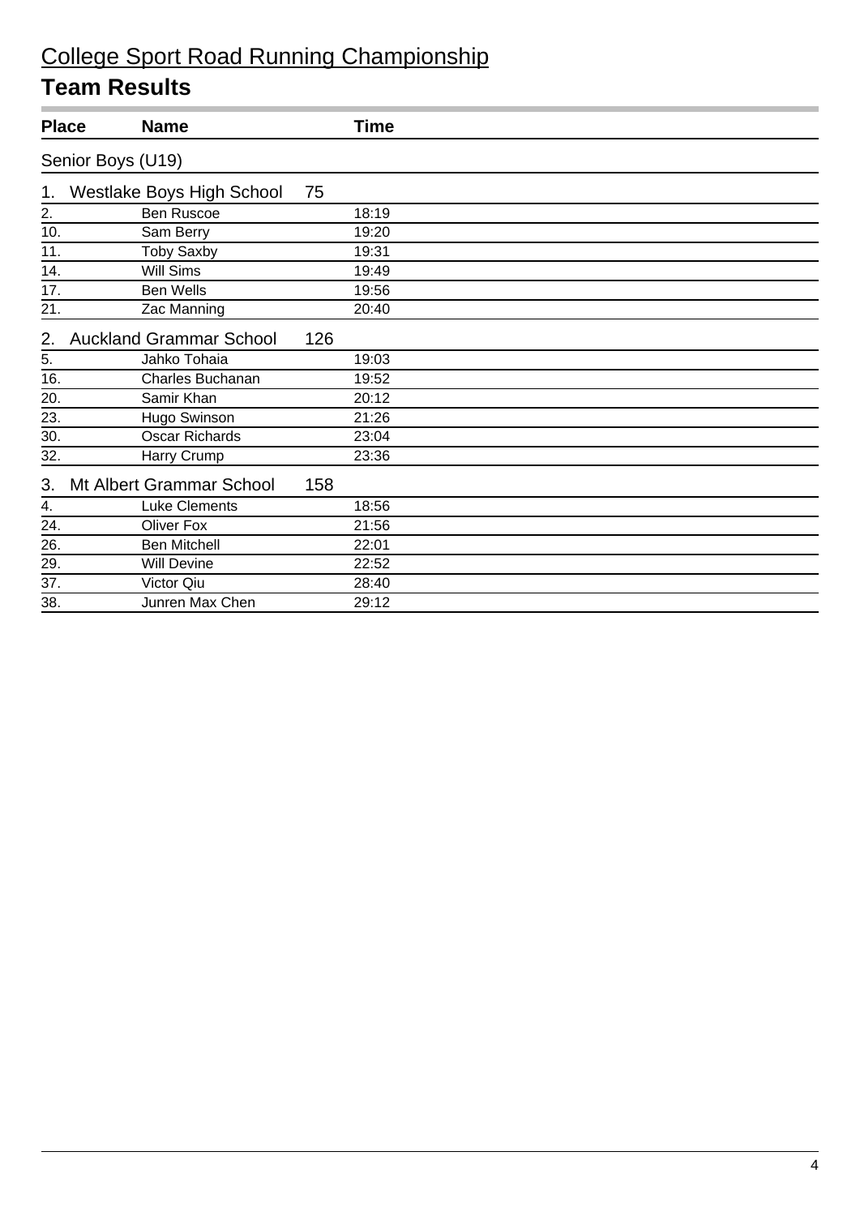# College Sport Road Running Championship

## Team Results

| Place | Name | Time |
| --- | --- | --- |
| **Senior Boys (U19)** | | |
| **1. Westlake Boys High School** | **75** | |
| 2. | Ben Ruscoe | 18:19 |
| 10. | Sam Berry | 19:20 |
| 11. | Toby Saxby | 19:31 |
| 14. | Will Sims | 19:49 |
| 17. | Ben Wells | 19:56 |
| 21. | Zac Manning | 20:40 |
| **2. Auckland Grammar School** | **126** | |
| 5. | Jahko Tohaia | 19:03 |
| 16. | Charles Buchanan | 19:52 |
| 20. | Samir Khan | 20:12 |
| 23. | Hugo Swinson | 21:26 |
| 30. | Oscar Richards | 23:04 |
| 32. | Harry Crump | 23:36 |
| **3. Mt Albert Grammar School** | **158** | |
| 4. | Luke Clements | 18:56 |
| 24. | Oliver Fox | 21:56 |
| 26. | Ben Mitchell | 22:01 |
| 29. | Will Devine | 22:52 |
| 37. | Victor Qiu | 28:40 |
| 38. | Junren Max Chen | 29:12 |